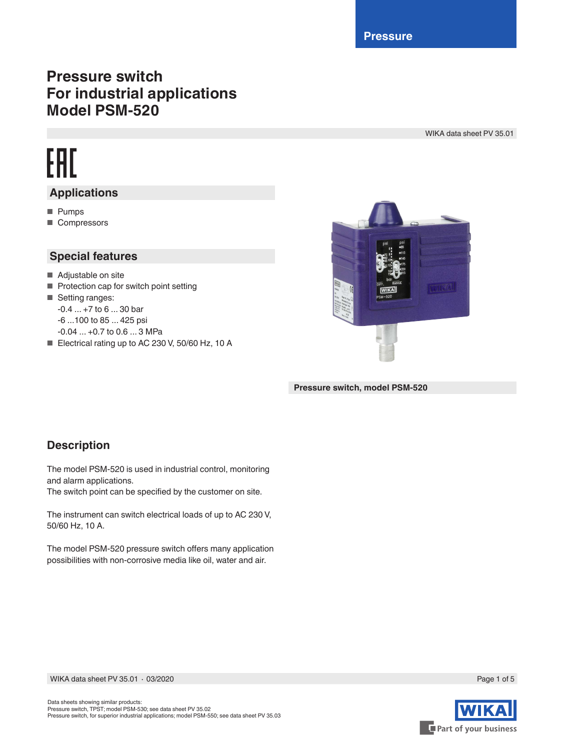Pressure

# Pressure switch
# For industrial applications
# Model PSM-520

WIKA data sheet PV 35.01

## Applications

- Pumps
- Compressors

## Special features

- Adjustable on site
- Protection cap for switch point setting
- Setting ranges:
  -0.4 ... +7 to 6 ... 30 bar
  -6 ...100 to 85 ... 425 psi
  -0.04 ... +0.7 to 0.6 ... 3 MPa
- Electrical rating up to AC 230 V, 50/60 Hz, 10 A

**Pressure switch, model PSM-520**

## Description

The model PSM-520 is used in industrial control, monitoring and alarm applications.
The switch point can be specified by the customer on site.

The instrument can switch electrical loads of up to AC 230 V, 50/60 Hz, 10 A.

The model PSM-520 pressure switch offers many application possibilities with non-corrosive media like oil, water and air.

Data sheets showing similar products:
Pressure switch, TPST; model PSM-530; see data sheet PV 35.02
Pressure switch, for superior industrial applications; model PSM-550; see data sheet PV 35.03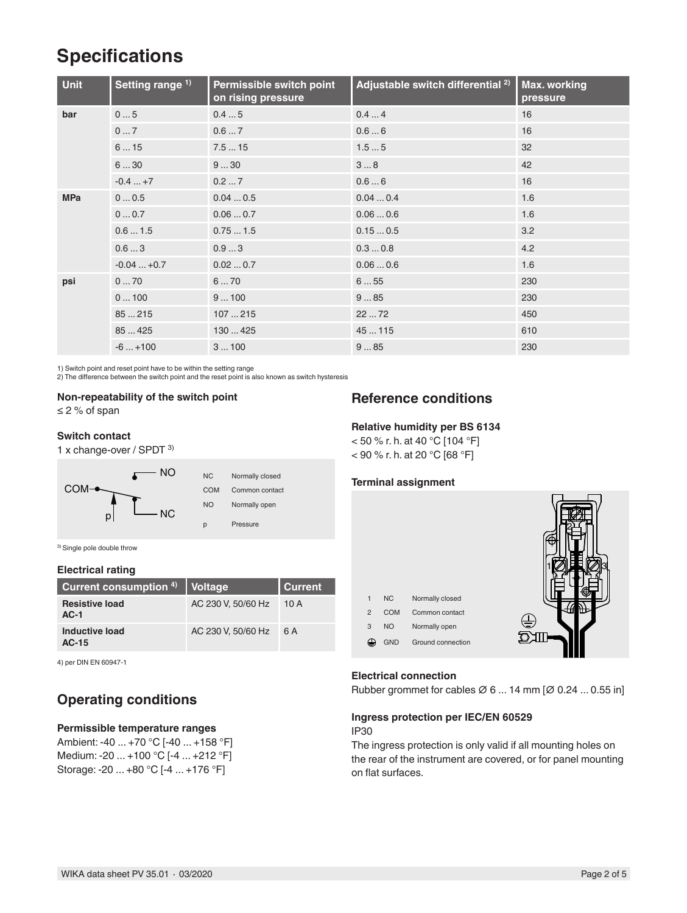# Specifications

| Unit | Setting range [1] | Permissible switch point on rising pressure | Adjustable switch differential [2] | Max. working pressure |
|---|---|---|---|---|
| **bar** | 0 ... 5 | 0.4 ... 5 | 0.4 ... 4 | 16 |
| | 0 ... 7 | 0.6 ... 7 | 0.6 ... 6 | 16 |
| | 6 ... 15 | 7.5 ... 15 | 1.5 ... 5 | 32 |
| | 6 ... 30 | 9 ... 30 | 3 ... 8 | 42 |
| | -0.4 ... +7 | 0.2 ... 7 | 0.6 ... 6 | 16 |
| **MPa** | 0 ... 0.5 | 0.04 ... 0.5 | 0.04 ... 0.4 | 1.6 |
| | 0 ... 0.7 | 0.06 ... 0.7 | 0.06 ... 0.6 | 1.6 |
| | 0.6 ... 1.5 | 0.75 ... 1.5 | 0.15 ... 0.5 | 3.2 |
| | 0.6 ... 3 | 0.9 ... 3 | 0.3 ... 0.8 | 4.2 |
| | -0.04 ... +0.7 | 0.02 ... 0.7 | 0.06 ... 0.6 | 1.6 |
| **psi** | 0 ... 70 | 6 ... 70 | 6 ... 55 | 230 |
| | 0 ... 100 | 9 ... 100 | 9 ... 85 | 230 |
| | 85 ... 215 | 107 ... 215 | 22 ... 72 | 450 |
| | 85 ... 425 | 130 ... 425 | 45 ... 115 | 610 |
| | -6 ... +100 | 3 ... 100 | 9 ... 85 | 230 |

1) Switch point and reset point have to be within the setting range
2) The difference between the switch point and the reset point is also known as switch hysteresis

### Non-repeatability of the switch point

≤ 2 % of span

### Switch contact

1 x change-over / SPDT [3]

| | |
|---|---|
| NC | Normally closed |
| COM | Common contact |
| NO | Normally open |
| p | Pressure |

3) Single pole double throw

### Electrical rating

| Current consumption [4] | Voltage | Current |
|---|---|---|
| **Resistive load AC-1** | AC 230 V, 50/60 Hz | 10 A |
| **Inductive load AC-15** | AC 230 V, 50/60 Hz | 6 A |

4) per DIN EN 60947-1

## Operating conditions

### Permissible temperature ranges

Ambient: -40 ... +70 °C [-40 ... +158 °F]
Medium: -20 ... +100 °C [-4 ... +212 °F]
Storage: -20 ... +80 °C [-4 ... +176 °F]

## Reference conditions

### Relative humidity per BS 6134

< 50 % r. h. at 40 °C [104 °F]
< 90 % r. h. at 20 °C [68 °F]

### Terminal assignment

| | | |
|---|---|---|
| 1 | NC | Normally closed |
| 2 | COM | Common contact |
| 3 | NO | Normally open |
| ⏚ | GND | Ground connection |

### Electrical connection

Rubber grommet for cables Ø 6 ... 14 mm [Ø 0.24 ... 0.55 in]

### Ingress protection per IEC/EN 60529

IP30

The ingress protection is only valid if all mounting holes on the rear of the instrument are covered, or for panel mounting on flat surfaces.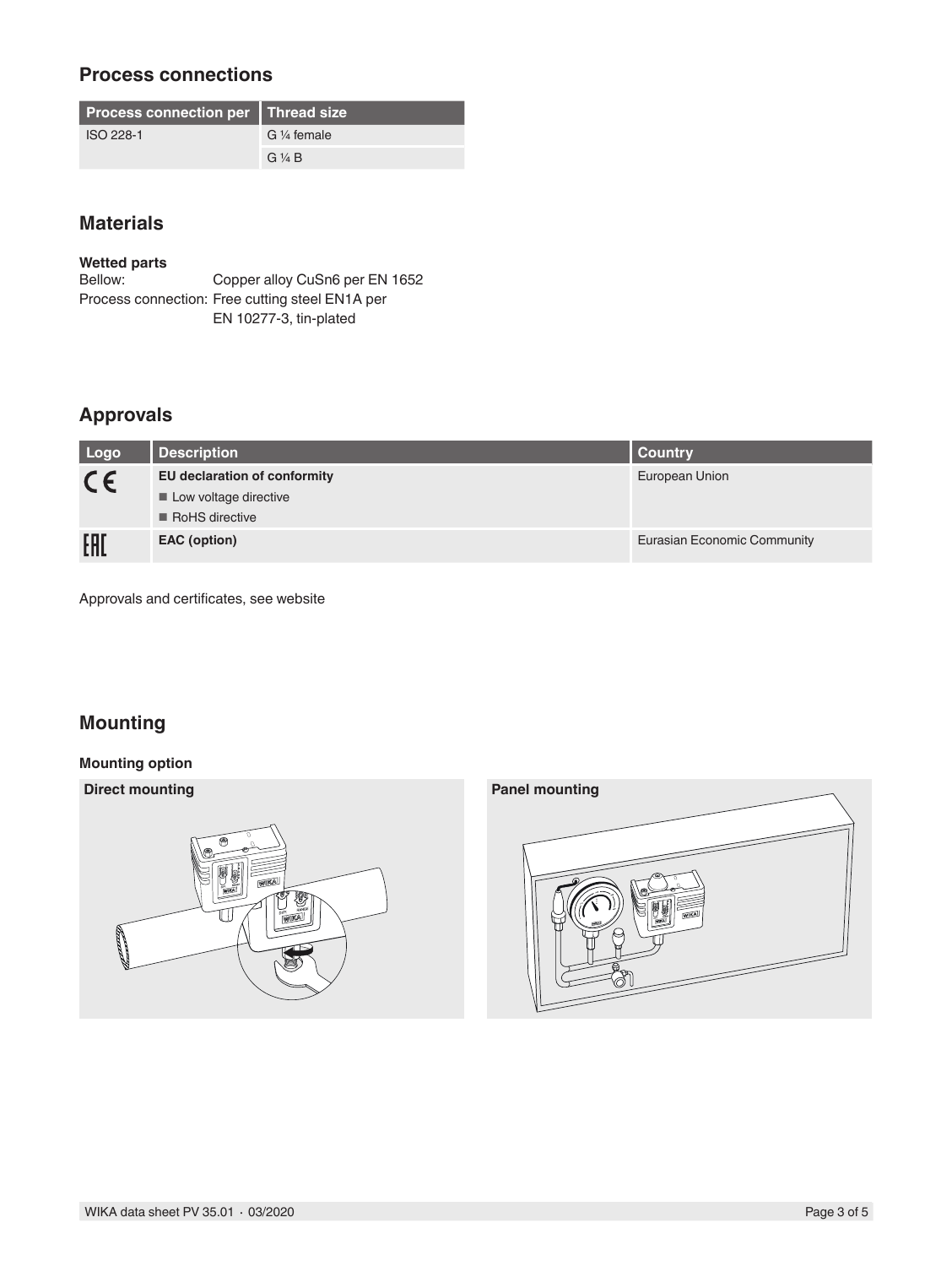## Process connections

| Process connection per | Thread size |
|---|---|
| ISO 228-1 | G ¼ female |
| | G ¼ B |

## Materials

**Wetted parts**

Bellow: Copper alloy CuSn6 per EN 1652

Process connection: Free cutting steel EN1A per EN 10277-3, tin-plated

## Approvals

| Logo | Description | Country |
|---|---|---|
| CE | **EU declaration of conformity**<br>■ Low voltage directive<br>■ RoHS directive | European Union |
| EAC | **EAC (option)** | Eurasian Economic Community |

Approvals and certificates, see website

## Mounting

**Mounting option**

**Direct mounting**

**Panel mounting**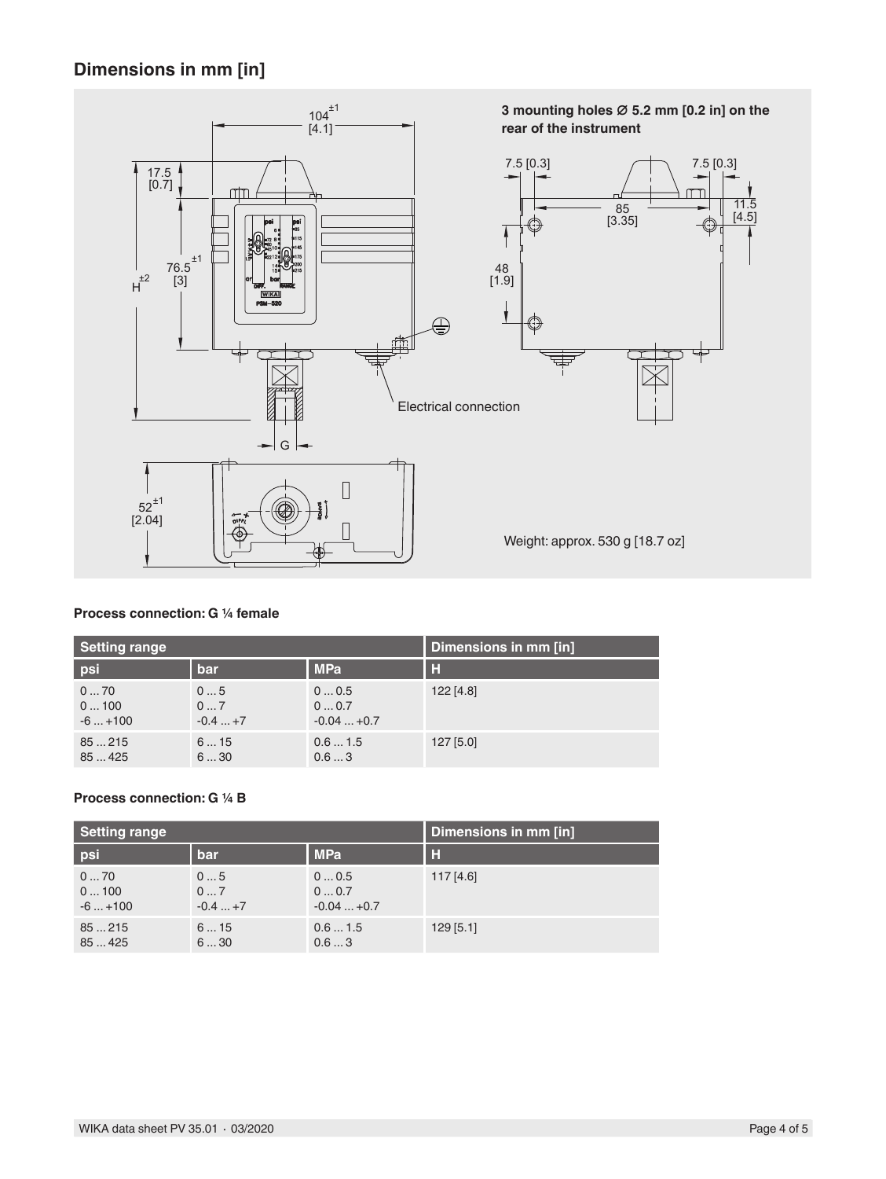## Dimensions in mm [in]

3 mounting holes Ø 5.2 mm [0.2 in] on the rear of the instrument

Electrical connection

Weight: approx. 530 g [18.7 oz]

**Process connection: G ¼ female**

| Setting range | | | Dimensions in mm [in] |
|---|---|---|---|
| psi | bar | MPa | H |
| 0 ... 70<br>0 ... 100<br>-6 ... +100 | 0 ... 5<br>0 ... 7<br>-0.4 ... +7 | 0 ... 0.5<br>0 ... 0.7<br>-0.04 ... +0.7 | 122 [4.8] |
| 85 ... 215<br>85 ... 425 | 6 ... 15<br>6 ... 30 | 0.6 ... 1.5<br>0.6 ... 3 | 127 [5.0] |

**Process connection: G ¼ B**

| Setting range | | | Dimensions in mm [in] |
|---|---|---|---|
| psi | bar | MPa | H |
| 0 ... 70<br>0 ... 100<br>-6 ... +100 | 0 ... 5<br>0 ... 7<br>-0.4 ... +7 | 0 ... 0.5<br>0 ... 0.7<br>-0.04 ... +0.7 | 117 [4.6] |
| 85 ... 215<br>85 ... 425 | 6 ... 15<br>6 ... 30 | 0.6 ... 1.5<br>0.6 ... 3 | 129 [5.1] |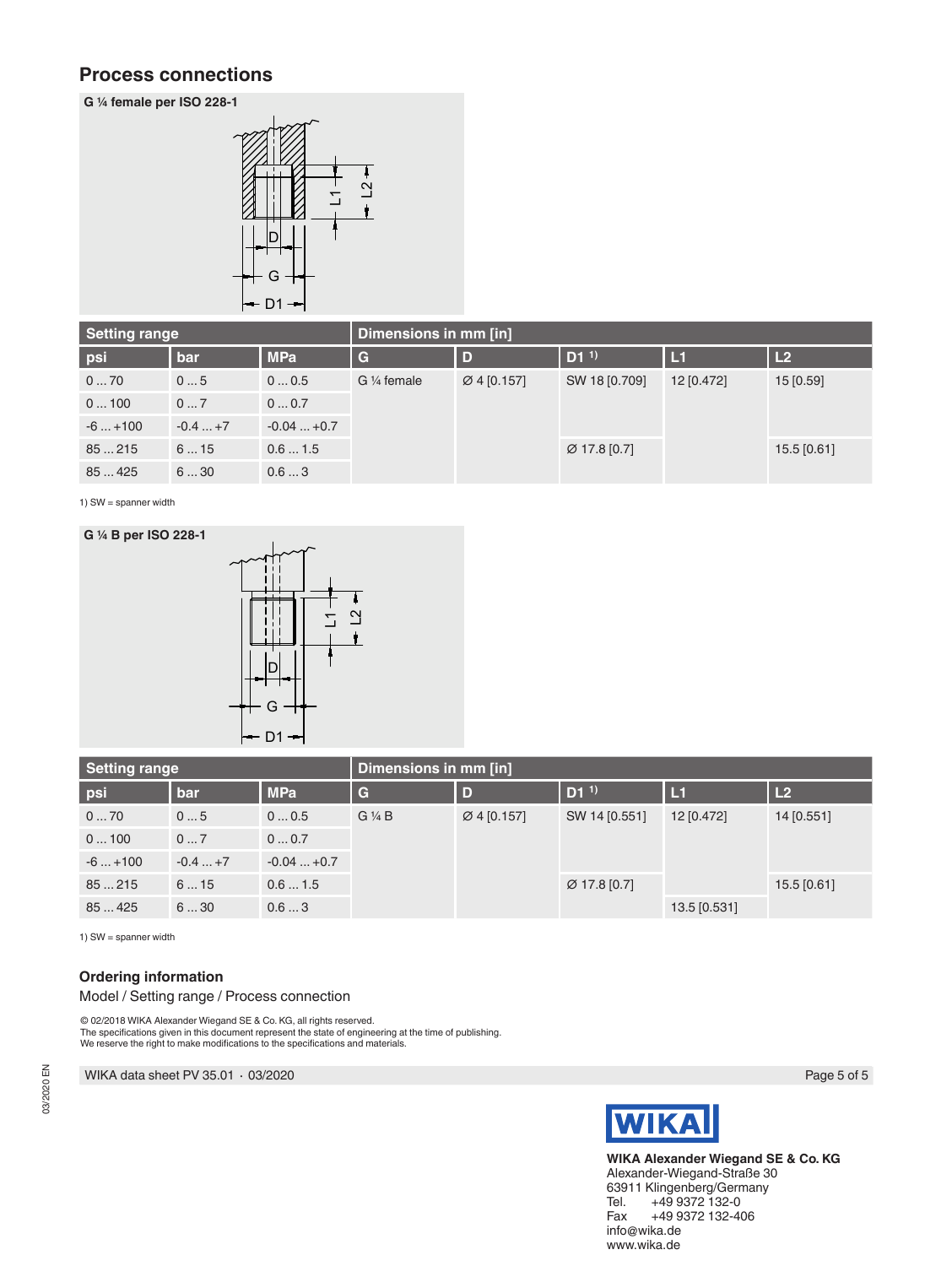## Process connections

**G ¼ female per ISO 228-1**

L1
L2
D
G
D1

| Setting range | | | Dimensions in mm [in] | | | | |
|---|---|---|---|---|---|---|---|
| psi | bar | MPa | G | D | D1 [1] | L1 | L2 |
| 0 ... 70 | 0 ... 5 | 0 ... 0.5 | G ¼ female | Ø 4 [0.157] | SW 18 [0.709] | 12 [0.472] | 15 [0.59] |
| 0 ... 100 | 0 ... 7 | 0 ... 0.7 | | | | | |
| -6 ... +100 | -0.4 ... +7 | -0.04 ... +0.7 | | | | | |
| 85 ... 215 | 6 ... 15 | 0.6 ... 1.5 | | | Ø 17.8 [0.7] | | 15.5 [0.61] |
| 85 ... 425 | 6 ... 30 | 0.6 ... 3 | | | | | |

1) SW = spanner width

**G ¼ B per ISO 228-1**

L1
L2
D
G
D1

| Setting range | | | Dimensions in mm [in] | | | | |
|---|---|---|---|---|---|---|---|
| psi | bar | MPa | G | D | D1 [1] | L1 | L2 |
| 0 ... 70 | 0 ... 5 | 0 ... 0.5 | G ¼ B | Ø 4 [0.157] | SW 14 [0.551] | 12 [0.472] | 14 [0.551] |
| 0 ... 100 | 0 ... 7 | 0 ... 0.7 | | | | | |
| -6 ... +100 | -0.4 ... +7 | -0.04 ... +0.7 | | | | | |
| 85 ... 215 | 6 ... 15 | 0.6 ... 1.5 | | | Ø 17.8 [0.7] | | 15.5 [0.61] |
| 85 ... 425 | 6 ... 30 | 0.6 ... 3 | | | | 13.5 [0.531] | |

1) SW = spanner width

### Ordering information

Model / Setting range / Process connection

© 02/2018 WIKA Alexander Wiegand SE & Co. KG, all rights reserved.
The specifications given in this document represent the state of engineering at the time of publishing.
We reserve the right to make modifications to the specifications and materials.

**WIKA Alexander Wiegand SE & Co. KG**
Alexander-Wiegand-Straße 30
63911 Klingenberg/Germany
Tel. +49 9372 132-0
Fax +49 9372 132-406
info@wika.de
www.wika.de